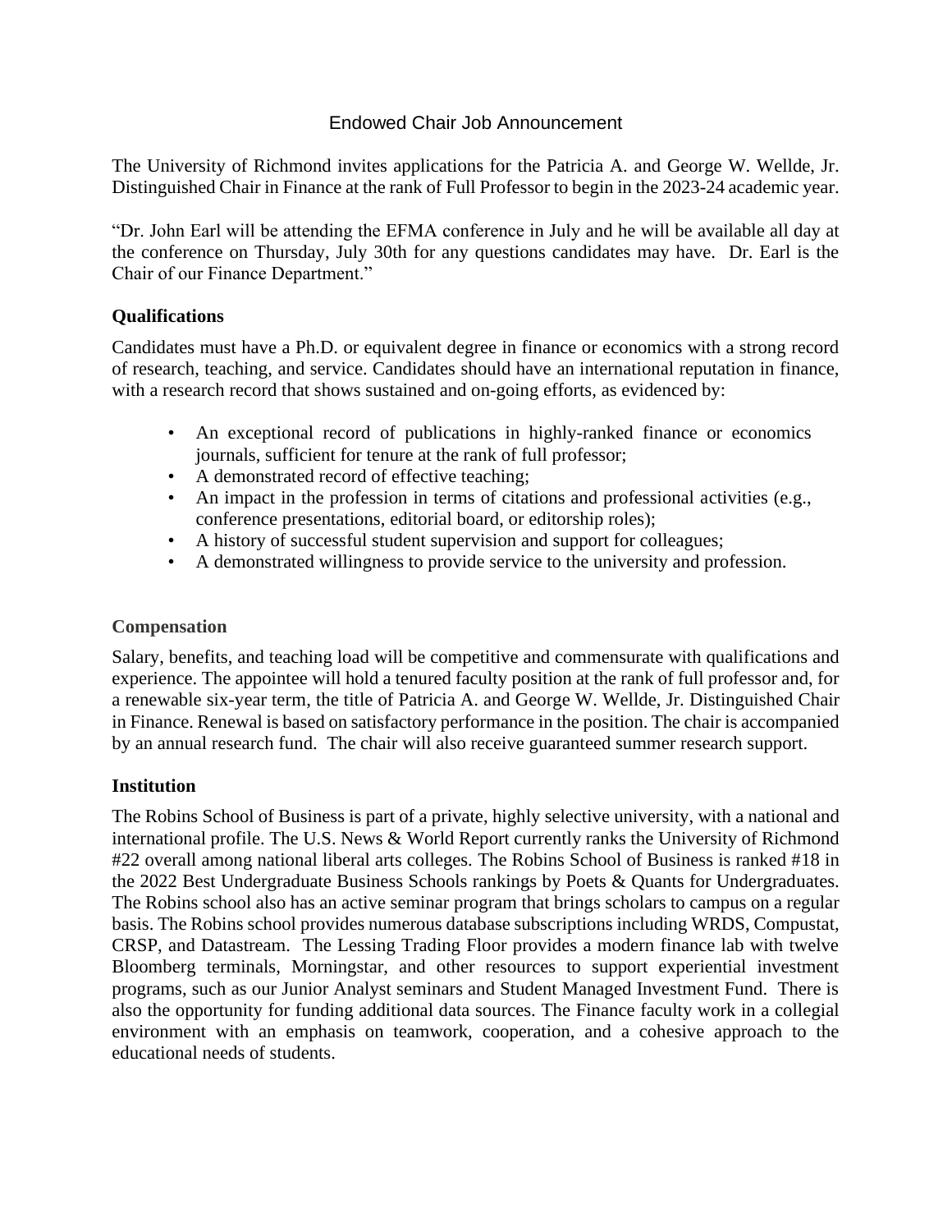# Endowed Chair Job Announcement

The University of Richmond invites applications for the Patricia A. and George W. Wellde, Jr. Distinguished Chair in Finance at the rank of Full Professor to begin in the 2023-24 academic year.

"Dr. John Earl will be attending the EFMA conference in July and he will be available all day at the conference on Thursday, July 30th for any questions candidates may have. Dr. Earl is the Chair of our Finance Department."

## Qualifications

Candidates must have a Ph.D. or equivalent degree in finance or economics with a strong record of research, teaching, and service. Candidates should have an international reputation in finance, with a research record that shows sustained and on-going efforts, as evidenced by:

- An exceptional record of publications in highly-ranked finance or economics journals, sufficient for tenure at the rank of full professor;
- A demonstrated record of effective teaching;
- An impact in the profession in terms of citations and professional activities (e.g., conference presentations, editorial board, or editorship roles);
- A history of successful student supervision and support for colleagues;
- A demonstrated willingness to provide service to the university and profession.

## Compensation

Salary, benefits, and teaching load will be competitive and commensurate with qualifications and experience. The appointee will hold a tenured faculty position at the rank of full professor and, for a renewable six-year term, the title of Patricia A. and George W. Wellde, Jr. Distinguished Chair in Finance. Renewal is based on satisfactory performance in the position. The chair is accompanied by an annual research fund. The chair will also receive guaranteed summer research support.

## Institution

The Robins School of Business is part of a private, highly selective university, with a national and international profile. The U.S. News & World Report currently ranks the University of Richmond #22 overall among national liberal arts colleges. The Robins School of Business is ranked #18 in the 2022 Best Undergraduate Business Schools rankings by Poets & Quants for Undergraduates. The Robins school also has an active seminar program that brings scholars to campus on a regular basis. The Robins school provides numerous database subscriptions including WRDS, Compustat, CRSP, and Datastream. The Lessing Trading Floor provides a modern finance lab with twelve Bloomberg terminals, Morningstar, and other resources to support experiential investment programs, such as our Junior Analyst seminars and Student Managed Investment Fund. There is also the opportunity for funding additional data sources. The Finance faculty work in a collegial environment with an emphasis on teamwork, cooperation, and a cohesive approach to the educational needs of students.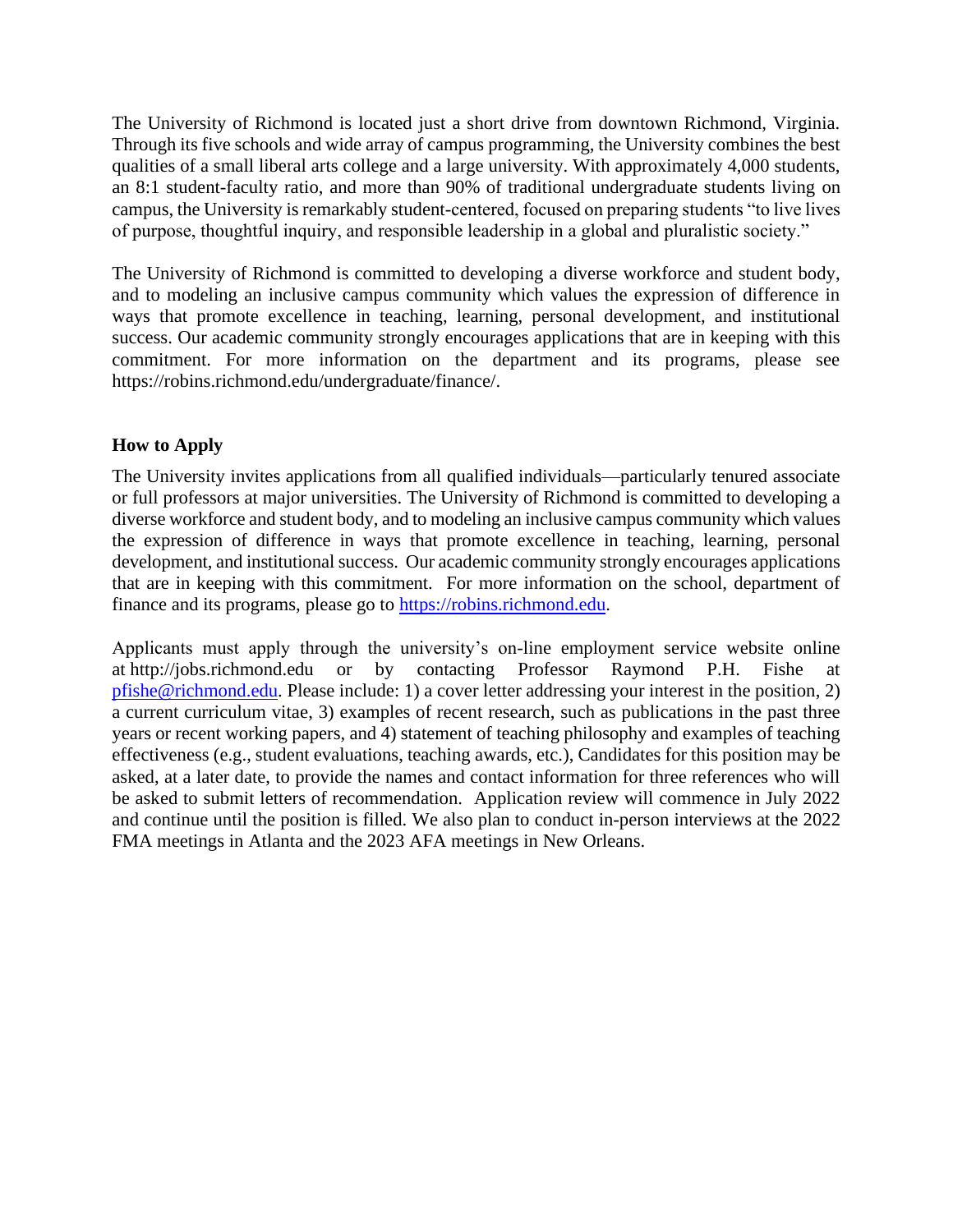The University of Richmond is located just a short drive from downtown Richmond, Virginia. Through its five schools and wide array of campus programming, the University combines the best qualities of a small liberal arts college and a large university. With approximately 4,000 students, an 8:1 student-faculty ratio, and more than 90% of traditional undergraduate students living on campus, the University is remarkably student-centered, focused on preparing students "to live lives of purpose, thoughtful inquiry, and responsible leadership in a global and pluralistic society."

The University of Richmond is committed to developing a diverse workforce and student body, and to modeling an inclusive campus community which values the expression of difference in ways that promote excellence in teaching, learning, personal development, and institutional success. Our academic community strongly encourages applications that are in keeping with this commitment. For more information on the department and its programs, please see https://robins.richmond.edu/undergraduate/finance/.

**How to Apply**

The University invites applications from all qualified individuals—particularly tenured associate or full professors at major universities. The University of Richmond is committed to developing a diverse workforce and student body, and to modeling an inclusive campus community which values the expression of difference in ways that promote excellence in teaching, learning, personal development, and institutional success. Our academic community strongly encourages applications that are in keeping with this commitment. For more information on the school, department of finance and its programs, please go to [https://robins.richmond.edu](https://robins.richmond.edu).

Applicants must apply through the university's on-line employment service website online at http://jobs.richmond.edu or by contacting Professor Raymond P.H. Fishe at [pfishe@richmond.edu](mailto:pfishe@richmond.edu). Please include: 1) a cover letter addressing your interest in the position, 2) a current curriculum vitae, 3) examples of recent research, such as publications in the past three years or recent working papers, and 4) statement of teaching philosophy and examples of teaching effectiveness (e.g., student evaluations, teaching awards, etc.), Candidates for this position may be asked, at a later date, to provide the names and contact information for three references who will be asked to submit letters of recommendation. Application review will commence in July 2022 and continue until the position is filled. We also plan to conduct in-person interviews at the 2022 FMA meetings in Atlanta and the 2023 AFA meetings in New Orleans.